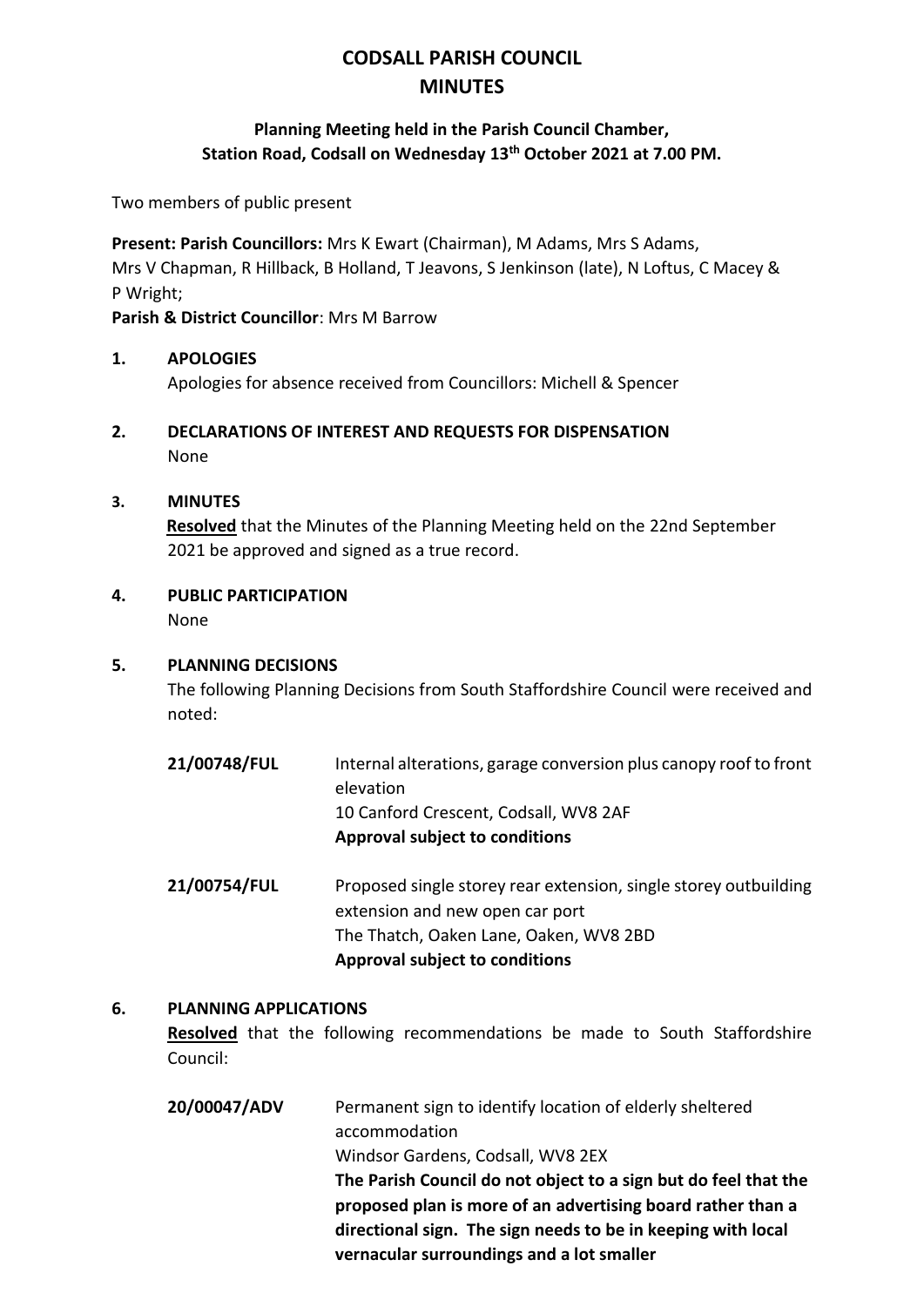# CODSALL PARISH COUNCIL
# MINUTES

## Planning Meeting held in the Parish Council Chamber, Station Road, Codsall on Wednesday 13th October 2021 at 7.00 PM.

Two members of public present

**Present: Parish Councillors:** Mrs K Ewart (Chairman), M Adams, Mrs S Adams, Mrs V Chapman, R Hillback, B Holland, T Jeavons, S Jenkinson (late), N Loftus, C Macey & P Wright;
**Parish & District Councillor**: Mrs M Barrow

**1. APOLOGIES**

Apologies for absence received from Councillors: Michell & Spencer

**2. DECLARATIONS OF INTEREST AND REQUESTS FOR DISPENSATION**

None

**3. MINUTES**

**Resolved** that the Minutes of the Planning Meeting held on the 22nd September 2021 be approved and signed as a true record.

**4. PUBLIC PARTICIPATION**

None

**5. PLANNING DECISIONS**

The following Planning Decisions from South Staffordshire Council were received and noted:

**21/00748/FUL** Internal alterations, garage conversion plus canopy roof to front elevation
10 Canford Crescent, Codsall, WV8 2AF
**Approval subject to conditions**

**21/00754/FUL** Proposed single storey rear extension, single storey outbuilding extension and new open car port
The Thatch, Oaken Lane, Oaken, WV8 2BD
**Approval subject to conditions**

**6. PLANNING APPLICATIONS**

**Resolved** that the following recommendations be made to South Staffordshire Council:

**20/00047/ADV** Permanent sign to identify location of elderly sheltered accommodation
Windsor Gardens, Codsall, WV8 2EX
**The Parish Council do not object to a sign but do feel that the proposed plan is more of an advertising board rather than a directional sign. The sign needs to be in keeping with local vernacular surroundings and a lot smaller**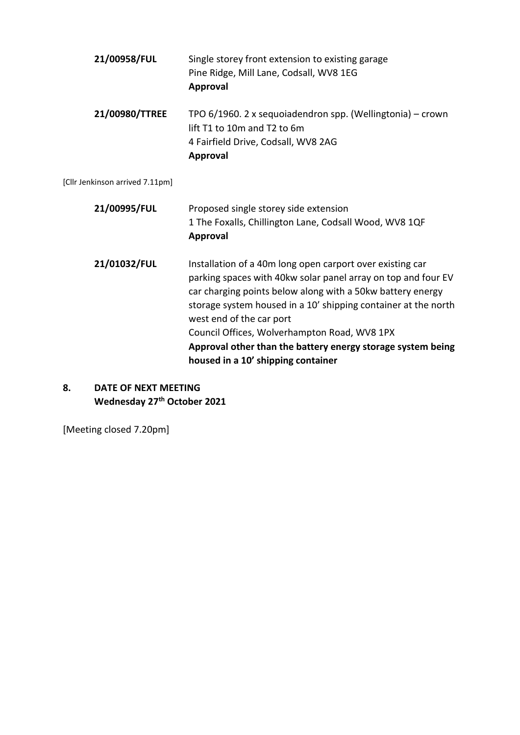**21/00958/FUL** Single storey front extension to existing garage
Pine Ridge, Mill Lane, Codsall, WV8 1EG
**Approval**

**21/00980/TTREE** TPO 6/1960. 2 x sequoiadendron spp. (Wellingtonia) – crown lift T1 to 10m and T2 to 6m
4 Fairfield Drive, Codsall, WV8 2AG
**Approval**

[Cllr Jenkinson arrived 7.11pm]

**21/00995/FUL** Proposed single storey side extension
1 The Foxalls, Chillington Lane, Codsall Wood, WV8 1QF
**Approval**

**21/01032/FUL** Installation of a 40m long open carport over existing car parking spaces with 40kw solar panel array on top and four EV car charging points below along with a 50kw battery energy storage system housed in a 10' shipping container at the north west end of the car port
Council Offices, Wolverhampton Road, WV8 1PX
**Approval other than the battery energy storage system being housed in a 10' shipping container**

## 8. DATE OF NEXT MEETING

**Wednesday 27th October 2021**

[Meeting closed 7.20pm]